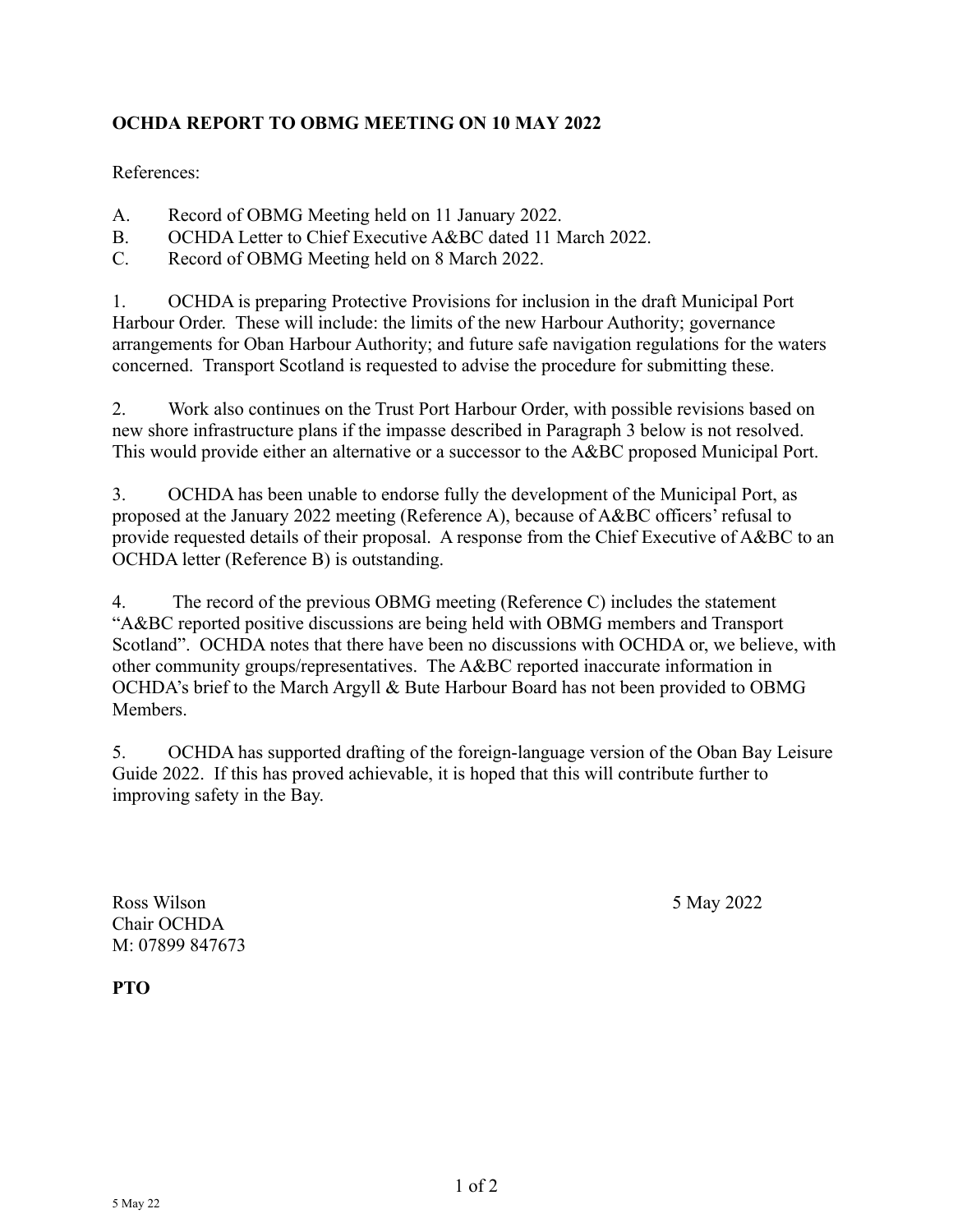**OCHDA REPORT TO OBMG MEETING ON 10 MAY 2022**

References:

A. Record of OBMG Meeting held on 11 January 2022.
B. OCHDA Letter to Chief Executive A&BC dated 11 March 2022.
C. Record of OBMG Meeting held on 8 March 2022.

1. OCHDA is preparing Protective Provisions for inclusion in the draft Municipal Port Harbour Order. These will include: the limits of the new Harbour Authority; governance arrangements for Oban Harbour Authority; and future safe navigation regulations for the waters concerned. Transport Scotland is requested to advise the procedure for submitting these.

2. Work also continues on the Trust Port Harbour Order, with possible revisions based on new shore infrastructure plans if the impasse described in Paragraph 3 below is not resolved. This would provide either an alternative or a successor to the A&BC proposed Municipal Port.

3. OCHDA has been unable to endorse fully the development of the Municipal Port, as proposed at the January 2022 meeting (Reference A), because of A&BC officers' refusal to provide requested details of their proposal. A response from the Chief Executive of A&BC to an OCHDA letter (Reference B) is outstanding.

4. The record of the previous OBMG meeting (Reference C) includes the statement "A&BC reported positive discussions are being held with OBMG members and Transport Scotland". OCHDA notes that there have been no discussions with OCHDA or, we believe, with other community groups/representatives. The A&BC reported inaccurate information in OCHDA's brief to the March Argyll & Bute Harbour Board has not been provided to OBMG Members.

5. OCHDA has supported drafting of the foreign-language version of the Oban Bay Leisure Guide 2022. If this has proved achievable, it is hoped that this will contribute further to improving safety in the Bay.

Ross Wilson
Chair OCHDA
M: 07899 847673

5 May 2022

**PTO**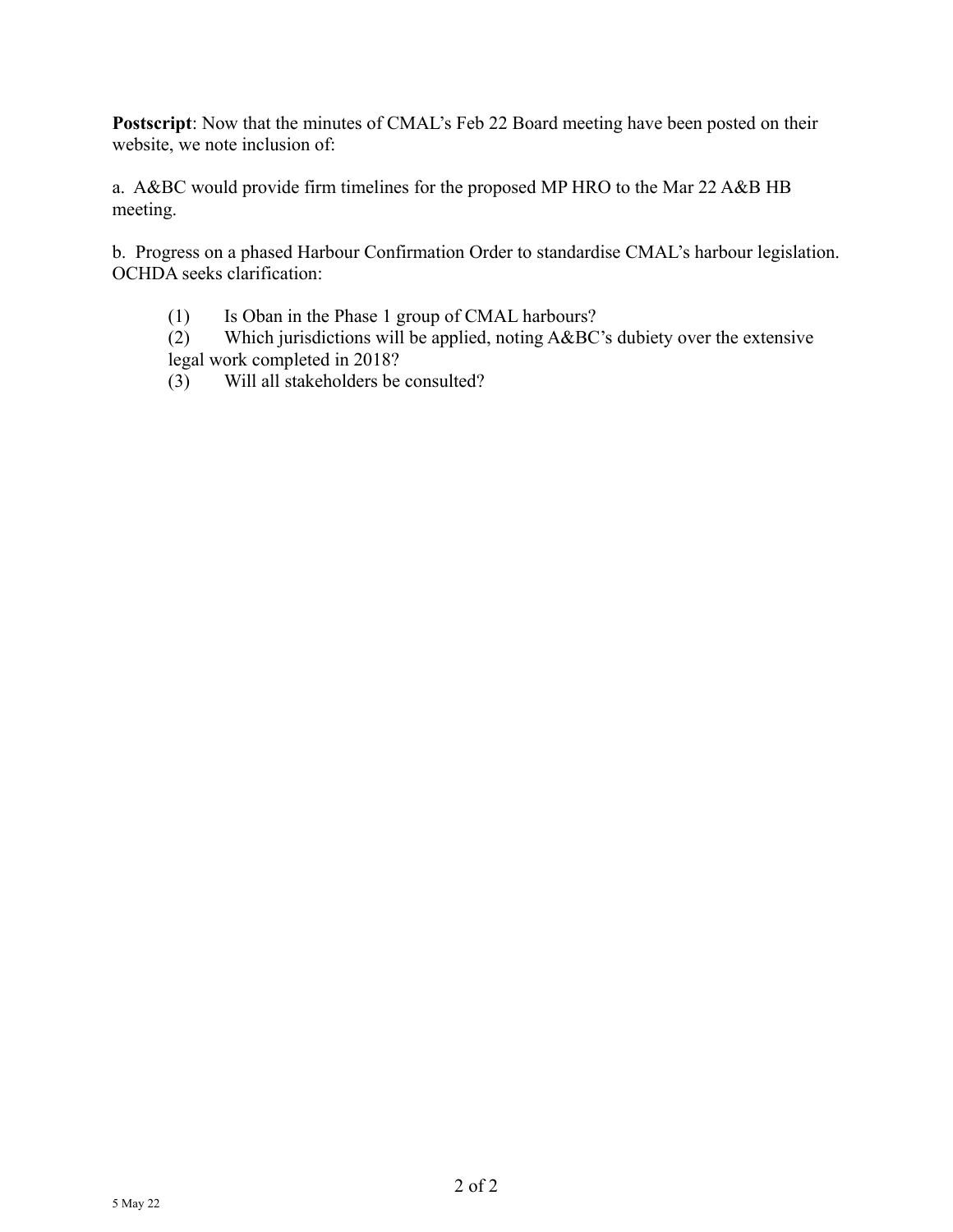**Postscript**: Now that the minutes of CMAL's Feb 22 Board meeting have been posted on their website, we note inclusion of:

a. A&BC would provide firm timelines for the proposed MP HRO to the Mar 22 A&B HB meeting.

b. Progress on a phased Harbour Confirmation Order to standardise CMAL's harbour legislation. OCHDA seeks clarification:

(1) Is Oban in the Phase 1 group of CMAL harbours?

(2) Which jurisdictions will be applied, noting A&BC's dubiety over the extensive legal work completed in 2018?

(3) Will all stakeholders be consulted?

5 May 22